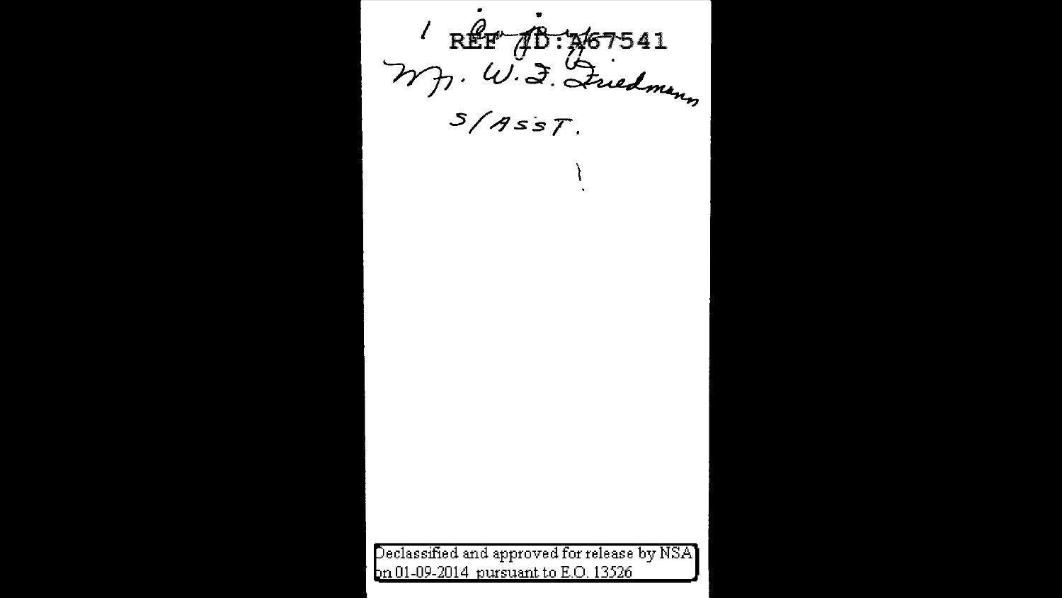REF ID:A67541

Mr. W. F. Friedman

S/ASST.

Declassified and approved for release by NSA on 01-09-2014 pursuant to E.O. 13526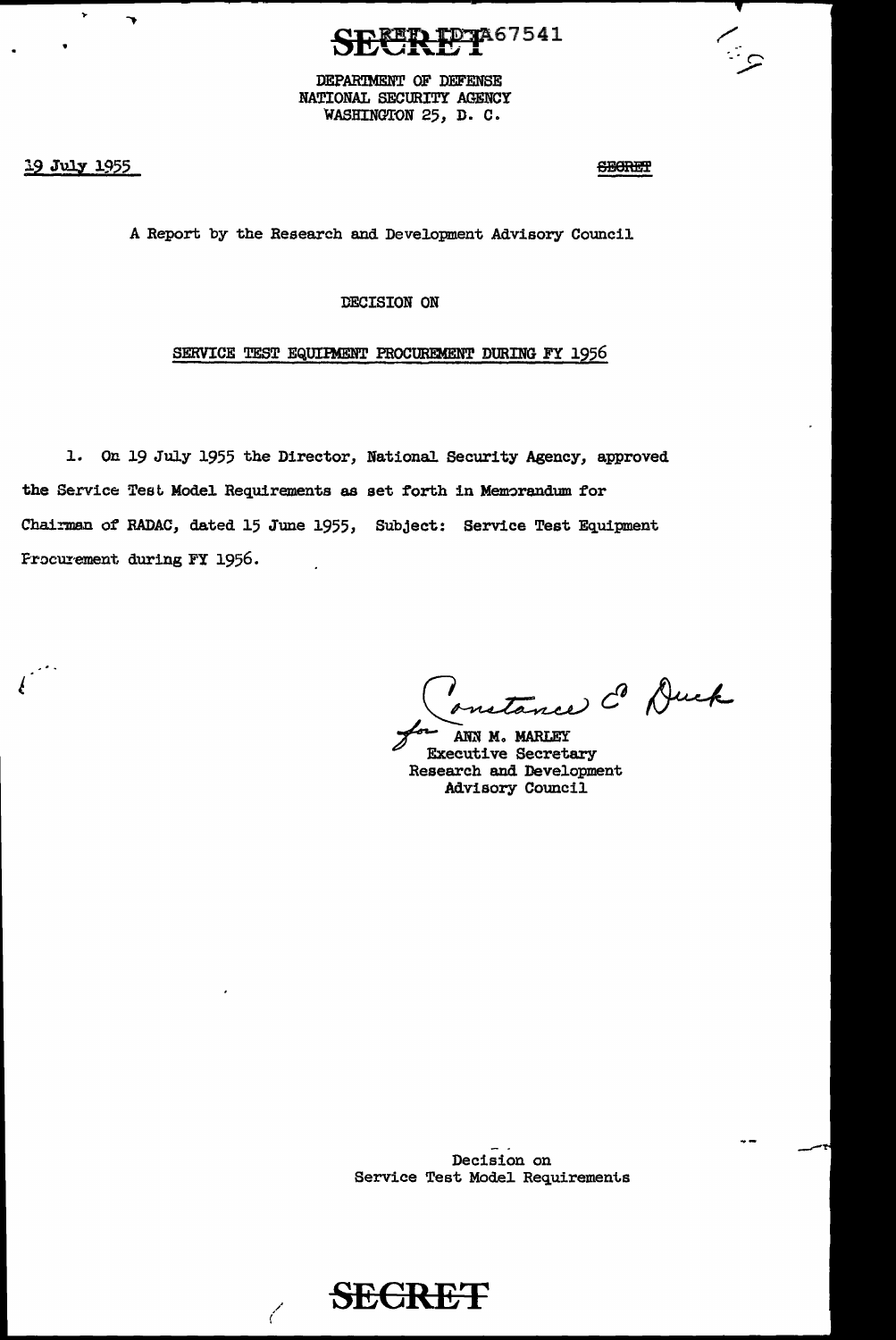SECRET REF ID:A67541

DEPARTMENT OF DEFENSE
NATIONAL SECURITY AGENCY
WASHINGTON 25, D. C.

19 July 1955

SECRET

A Report by the Research and Development Advisory Council

DECISION ON

SERVICE TEST EQUIPMENT PROCUREMENT DURING FY 1956

1. On 19 July 1955 the Director, National Security Agency, approved the Service Test Model Requirements as set forth in Memorandum for Chairman of RADAC, dated 15 June 1955, Subject: Service Test Equipment Procurement during FY 1956.

Constance C. Duck
for ANN M. MARLEY
Executive Secretary
Research and Development
Advisory Council

Decision on
Service Test Model Requirements

SECRET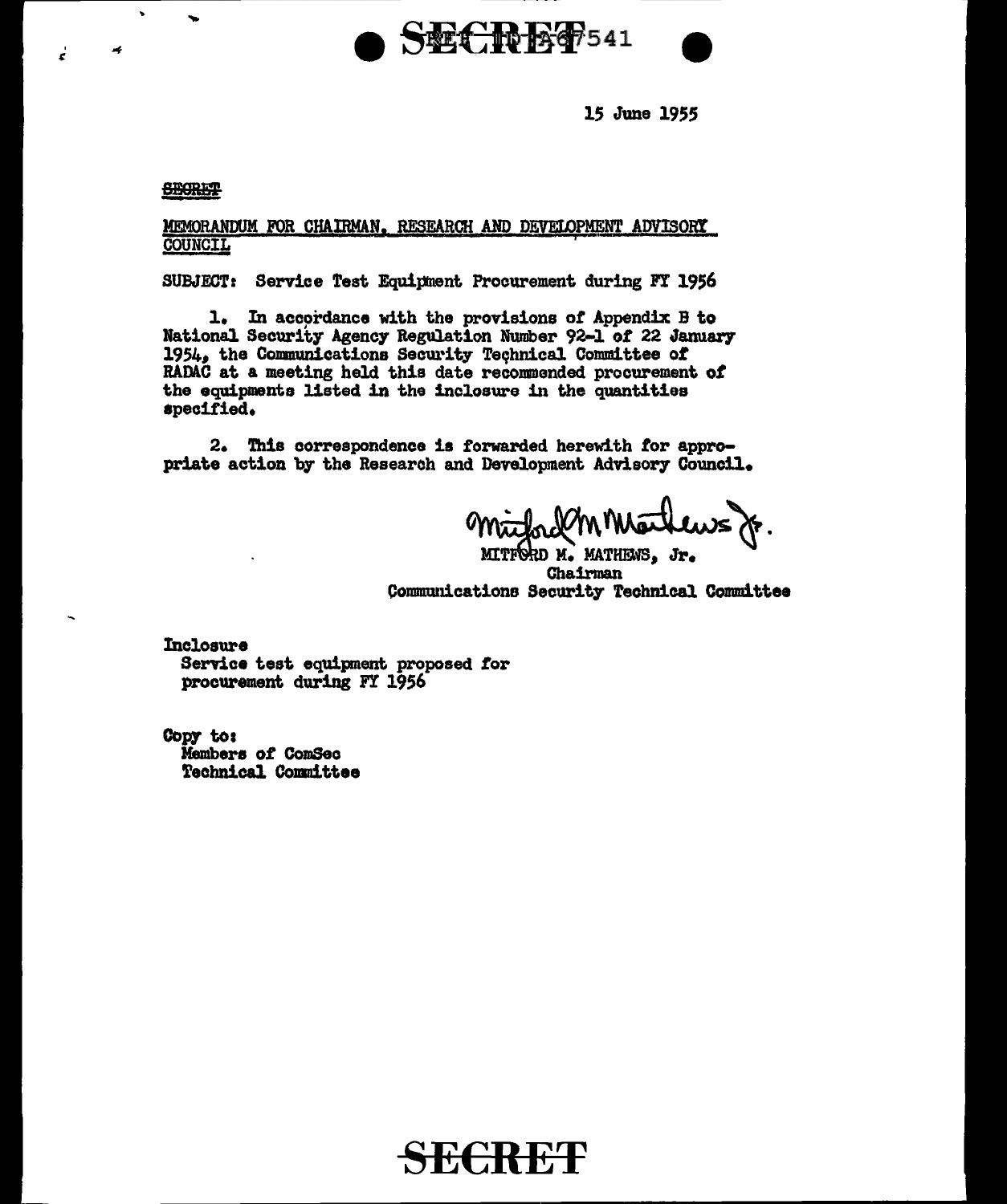SECRET

15 June 1955

SECRET

MEMORANDUM FOR CHAIRMAN, RESEARCH AND DEVELOPMENT ADVISORY COUNCIL

SUBJECT: Service Test Equipment Procurement during FY 1956

1. In accordance with the provisions of Appendix B to National Security Agency Regulation Number 92-1 of 22 January 1954, the Communications Security Technical Committee of RADAC at a meeting held this date recommended procurement of the equipments listed in the inclosure in the quantities specified.

2. This correspondence is forwarded herewith for appropriate action by the Research and Development Advisory Council.

Mitford M. Mathews Jr.

MITFORD M. MATHEWS, Jr.
Chairman
Communications Security Technical Committee

Inclosure
Service test equipment proposed for procurement during FY 1956

Copy to:
Members of ComSec
Technical Committee

SECRET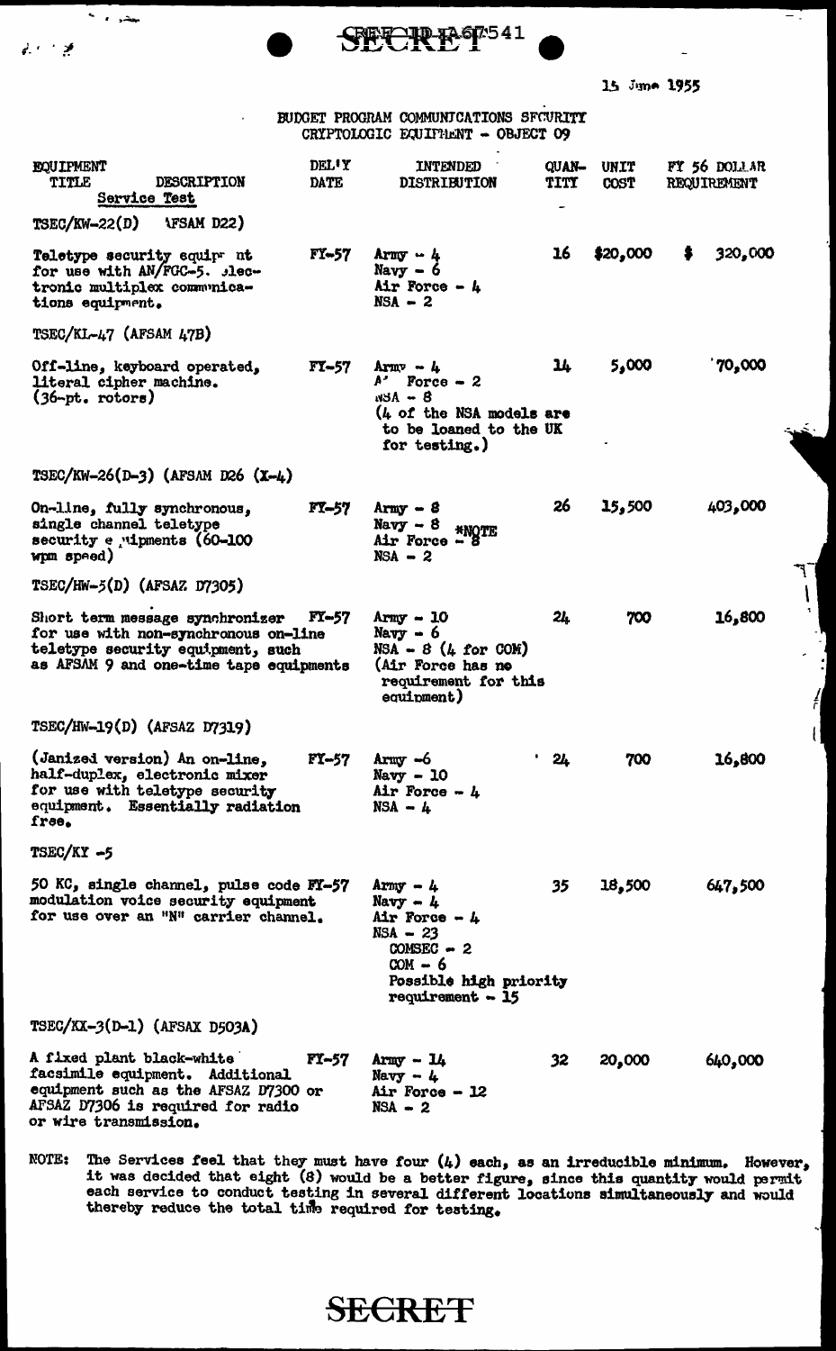SECRET

15 June 1955

BUDGET PROGRAM COMMUNICATIONS SECURITY
CRYPTOLOGIC EQUIPMENT - OBJECT 09

| EQUIPMENT TITLE / DESCRIPTION | DEL'Y DATE | INTENDED DISTRIBUTION | QUANTITY | UNIT COST | FY 56 DOLLAR REQUIREMENT |
|---|---|---|---|---|---|
| **Service Test** | | | | | |
| TSEC/KW-22(D) (AFSAM D22) | | | | | |
| Teletype security equipment for use with AN/FGC-5. Electronic multiplex communications equipment. | FY-57 | Army - 4<br>Navy - 6<br>Air Force - 4<br>NSA - 2 | 16 | $20,000 | $ 320,000 |
| TSEC/KL-47 (AFSAM 47B) | | | | | |
| Off-line, keyboard operated, literal cipher machine. (36-pt. rotors) | FY-57 | Army - 4<br>Air Force - 2<br>NSA - 8<br>(4 of the NSA models are to be loaned to the UK for testing.) | 14 | 5,000 | 70,000 |
| TSEC/KW-26(D-3) (AFSAM D26 (X-4) | | | | | |
| On-line, fully synchronous, single channel teletype security equipments (60-100 wpm speed) | FY-57 | Army - 8<br>Navy - 8<br>Air Force - 8 *NOTE<br>NSA - 2 | 26 | 15,500 | 403,000 |
| TSEC/HW-5(D) (AFSAZ D7305) | | | | | |
| Short term message synchronizer for use with non-synchronous on-line teletype security equipment, such as AFSAM 9 and one-time tape equipments | FY-57 | Army - 10<br>Navy - 6<br>NSA - 8 (4 for COM)<br>(Air Force has no requirement for this equipment) | 24 | 700 | 16,800 |
| TSEC/HW-19(D) (AFSAZ D7319) | | | | | |
| (Janized version) An on-line, half-duplex, electronic mixer for use with teletype security equipment. Essentially radiation free. | FY-57 | Army -6<br>Navy - 10<br>Air Force - 4<br>NSA - 4 | 24 | 700 | 16,800 |
| TSEC/KY -5 | | | | | |
| 50 KC, single channel, pulse code modulation voice security equipment for use over an "N" carrier channel. | FY-57 | Army - 4<br>Navy - 4<br>Air Force - 4<br>NSA - 23<br>COMSEC - 2<br>COM - 6<br>Possible high priority requirement - 15 | 35 | 18,500 | 647,500 |
| TSEC/KX-3(D-1) (AFSAX D503A) | | | | | |
| A fixed plant black-white facsimile equipment. Additional equipment such as the AFSAZ D7300 or AFSAZ D7306 is required for radio or wire transmission. | FY-57 | Army - 14<br>Navy - 4<br>Air Force - 12<br>NSA - 2 | 32 | 20,000 | 640,000 |

NOTE: The Services feel that they must have four (4) each, as an irreducible minimum. However, it was decided that eight (8) would be a better figure, since this quantity would permit each service to conduct testing in several different locations simultaneously and would thereby reduce the total time required for testing.

SECRET